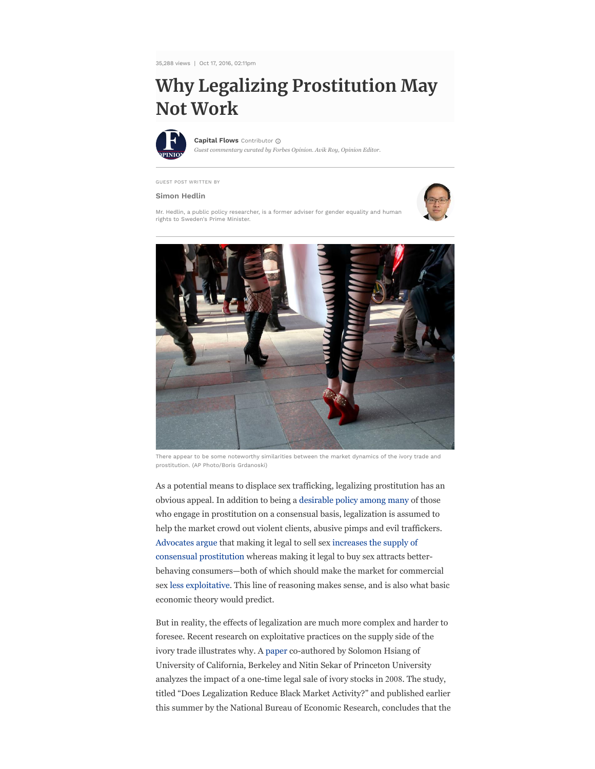35,288 views | Oct 17, 2016, 02:11pm

# Why Legalizing Prostitution May Not Work

**Capital Flows** Contributor

*Guest commentary curated by Forbes Opinion. Avik Roy, Opinion Editor.*

GUEST POST WRITTEN BY

**Simon Hedlin**

Mr. Hedlin, a public policy researcher, is a former adviser for gender equality and human rights to Sweden's Prime Minister.

There appear to be some noteworthy similarities between the market dynamics of the ivory trade and prostitution. (AP Photo/Boris Grdanoski)

As a potential means to displace sex trafficking, legalizing prostitution has an obvious appeal. In addition to being a desirable policy among many of those who engage in prostitution on a consensual basis, legalization is assumed to help the market crowd out violent clients, abusive pimps and evil traffickers. Advocates argue that making it legal to sell sex increases the supply of consensual prostitution whereas making it legal to buy sex attracts better-behaving consumers—both of which should make the market for commercial sex less exploitative. This line of reasoning makes sense, and is also what basic economic theory would predict.

But in reality, the effects of legalization are much more complex and harder to foresee. Recent research on exploitative practices on the supply side of the ivory trade illustrates why. A paper co-authored by Solomon Hsiang of University of California, Berkeley and Nitin Sekar of Princeton University analyzes the impact of a one-time legal sale of ivory stocks in 2008. The study, titled "Does Legalization Reduce Black Market Activity?" and published earlier this summer by the National Bureau of Economic Research, concludes that the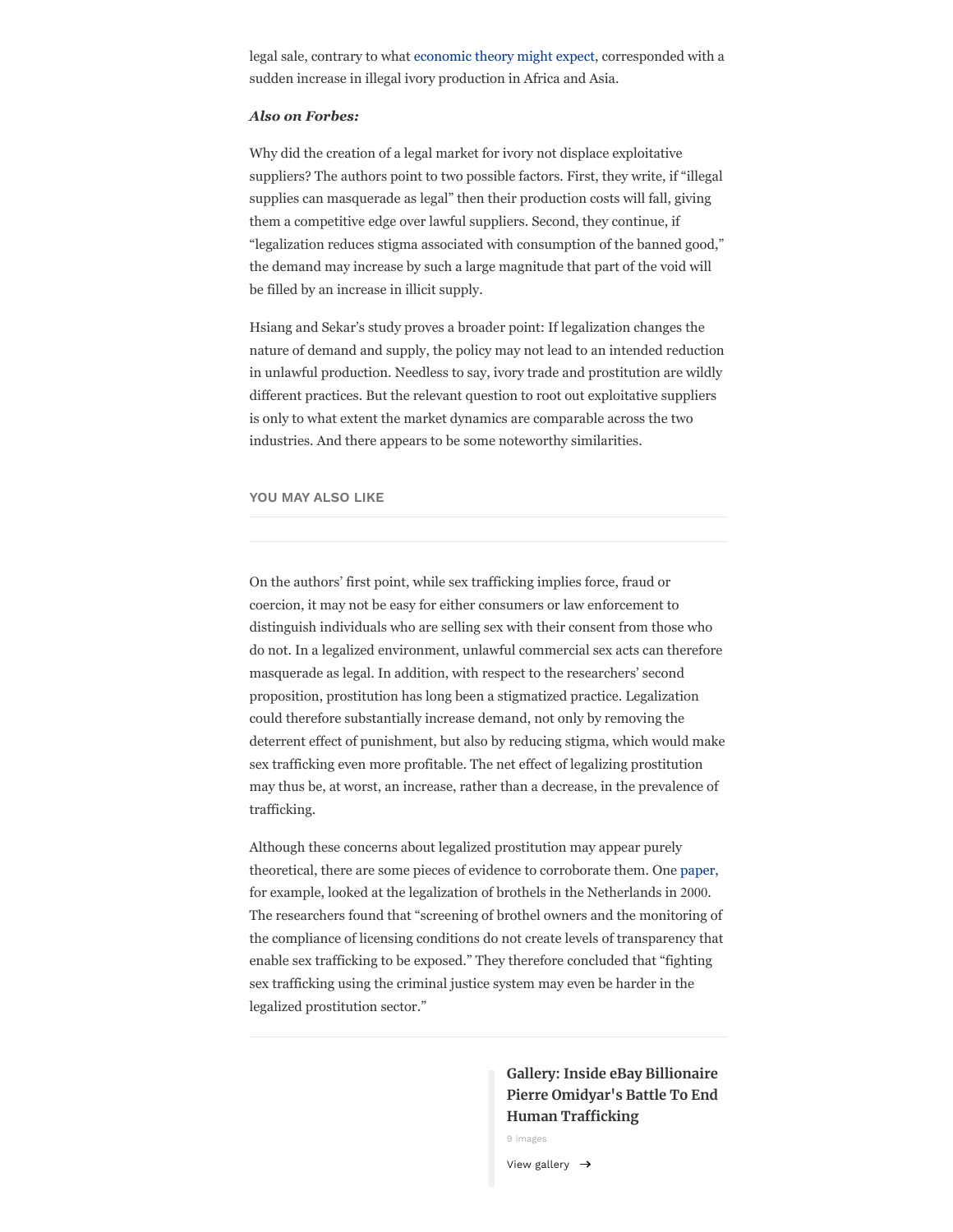legal sale, contrary to what economic theory might expect, corresponded with a sudden increase in illegal ivory production in Africa and Asia.

***Also on Forbes:***

Why did the creation of a legal market for ivory not displace exploitative suppliers? The authors point to two possible factors. First, they write, if "illegal supplies can masquerade as legal" then their production costs will fall, giving them a competitive edge over lawful suppliers. Second, they continue, if "legalization reduces stigma associated with consumption of the banned good," the demand may increase by such a large magnitude that part of the void will be filled by an increase in illicit supply.

Hsiang and Sekar's study proves a broader point: If legalization changes the nature of demand and supply, the policy may not lead to an intended reduction in unlawful production. Needless to say, ivory trade and prostitution are wildly different practices. But the relevant question to root out exploitative suppliers is only to what extent the market dynamics are comparable across the two industries. And there appears to be some noteworthy similarities.

YOU MAY ALSO LIKE

On the authors' first point, while sex trafficking implies force, fraud or coercion, it may not be easy for either consumers or law enforcement to distinguish individuals who are selling sex with their consent from those who do not. In a legalized environment, unlawful commercial sex acts can therefore masquerade as legal. In addition, with respect to the researchers' second proposition, prostitution has long been a stigmatized practice. Legalization could therefore substantially increase demand, not only by removing the deterrent effect of punishment, but also by reducing stigma, which would make sex trafficking even more profitable. The net effect of legalizing prostitution may thus be, at worst, an increase, rather than a decrease, in the prevalence of trafficking.

Although these concerns about legalized prostitution may appear purely theoretical, there are some pieces of evidence to corroborate them. One paper, for example, looked at the legalization of brothels in the Netherlands in 2000. The researchers found that "screening of brothel owners and the monitoring of the compliance of licensing conditions do not create levels of transparency that enable sex trafficking to be exposed." They therefore concluded that "fighting sex trafficking using the criminal justice system may even be harder in the legalized prostitution sector."

**Gallery: Inside eBay Billionaire Pierre Omidyar's Battle To End Human Trafficking**

9 images

View gallery →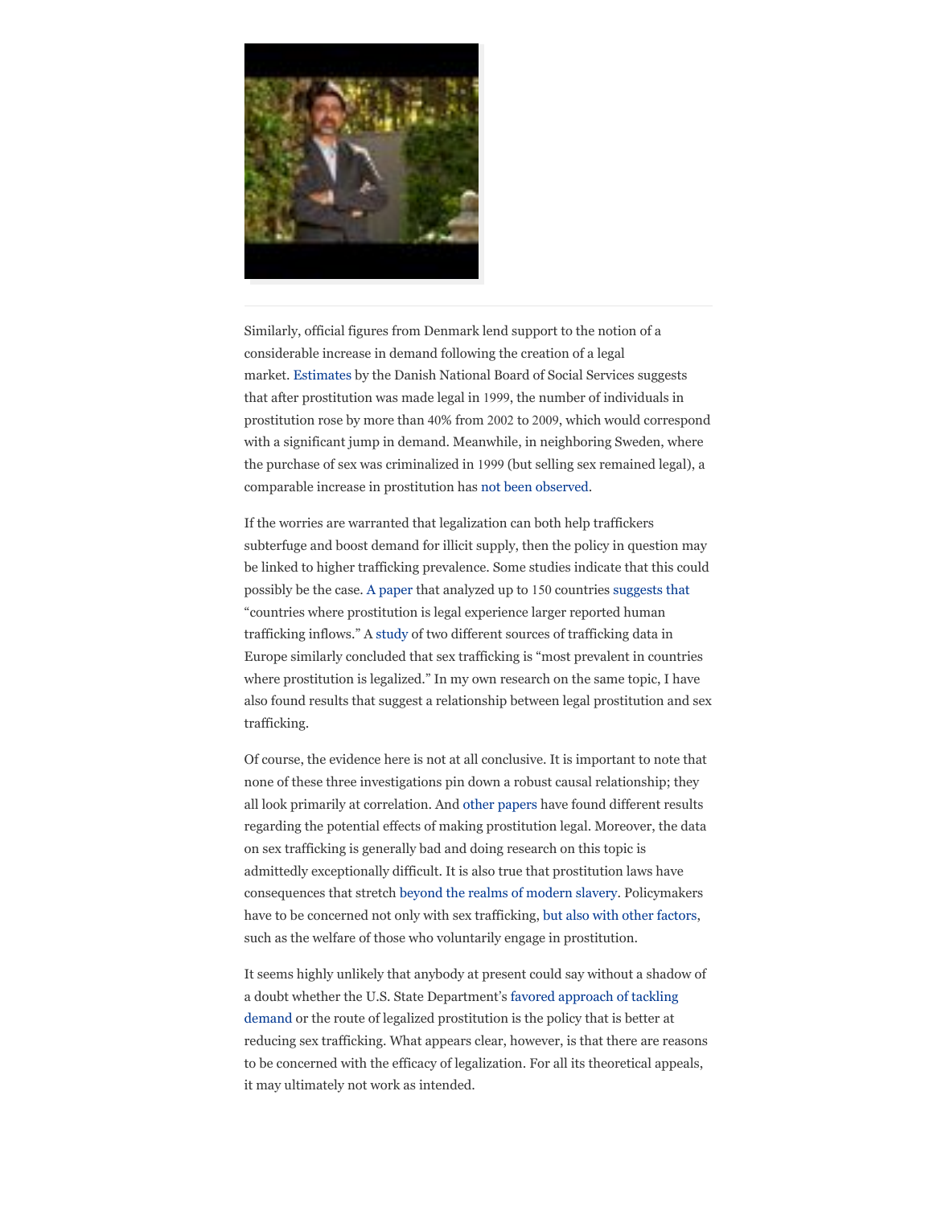Similarly, official figures from Denmark lend support to the notion of a considerable increase in demand following the creation of a legal market. Estimates by the Danish National Board of Social Services suggests that after prostitution was made legal in 1999, the number of individuals in prostitution rose by more than 40% from 2002 to 2009, which would correspond with a significant jump in demand. Meanwhile, in neighboring Sweden, where the purchase of sex was criminalized in 1999 (but selling sex remained legal), a comparable increase in prostitution has not been observed.

If the worries are warranted that legalization can both help traffickers subterfuge and boost demand for illicit supply, then the policy in question may be linked to higher trafficking prevalence. Some studies indicate that this could possibly be the case. A paper that analyzed up to 150 countries suggests that "countries where prostitution is legal experience larger reported human trafficking inflows." A study of two different sources of trafficking data in Europe similarly concluded that sex trafficking is "most prevalent in countries where prostitution is legalized." In my own research on the same topic, I have also found results that suggest a relationship between legal prostitution and sex trafficking.

Of course, the evidence here is not at all conclusive. It is important to note that none of these three investigations pin down a robust causal relationship; they all look primarily at correlation. And other papers have found different results regarding the potential effects of making prostitution legal. Moreover, the data on sex trafficking is generally bad and doing research on this topic is admittedly exceptionally difficult. It is also true that prostitution laws have consequences that stretch beyond the realms of modern slavery. Policymakers have to be concerned not only with sex trafficking, but also with other factors, such as the welfare of those who voluntarily engage in prostitution.

It seems highly unlikely that anybody at present could say without a shadow of a doubt whether the U.S. State Department's favored approach of tackling demand or the route of legalized prostitution is the policy that is better at reducing sex trafficking. What appears clear, however, is that there are reasons to be concerned with the efficacy of legalization. For all its theoretical appeals, it may ultimately not work as intended.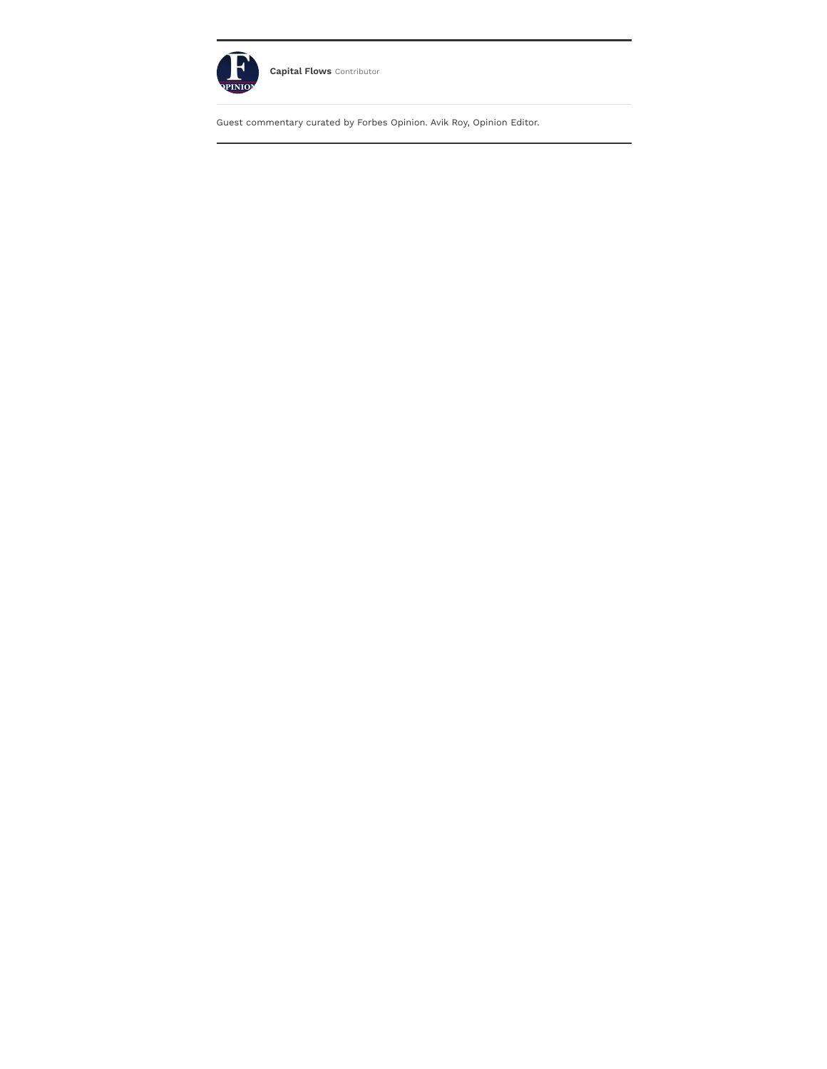**Capital Flows** Contributor

Guest commentary curated by Forbes Opinion. Avik Roy, Opinion Editor.